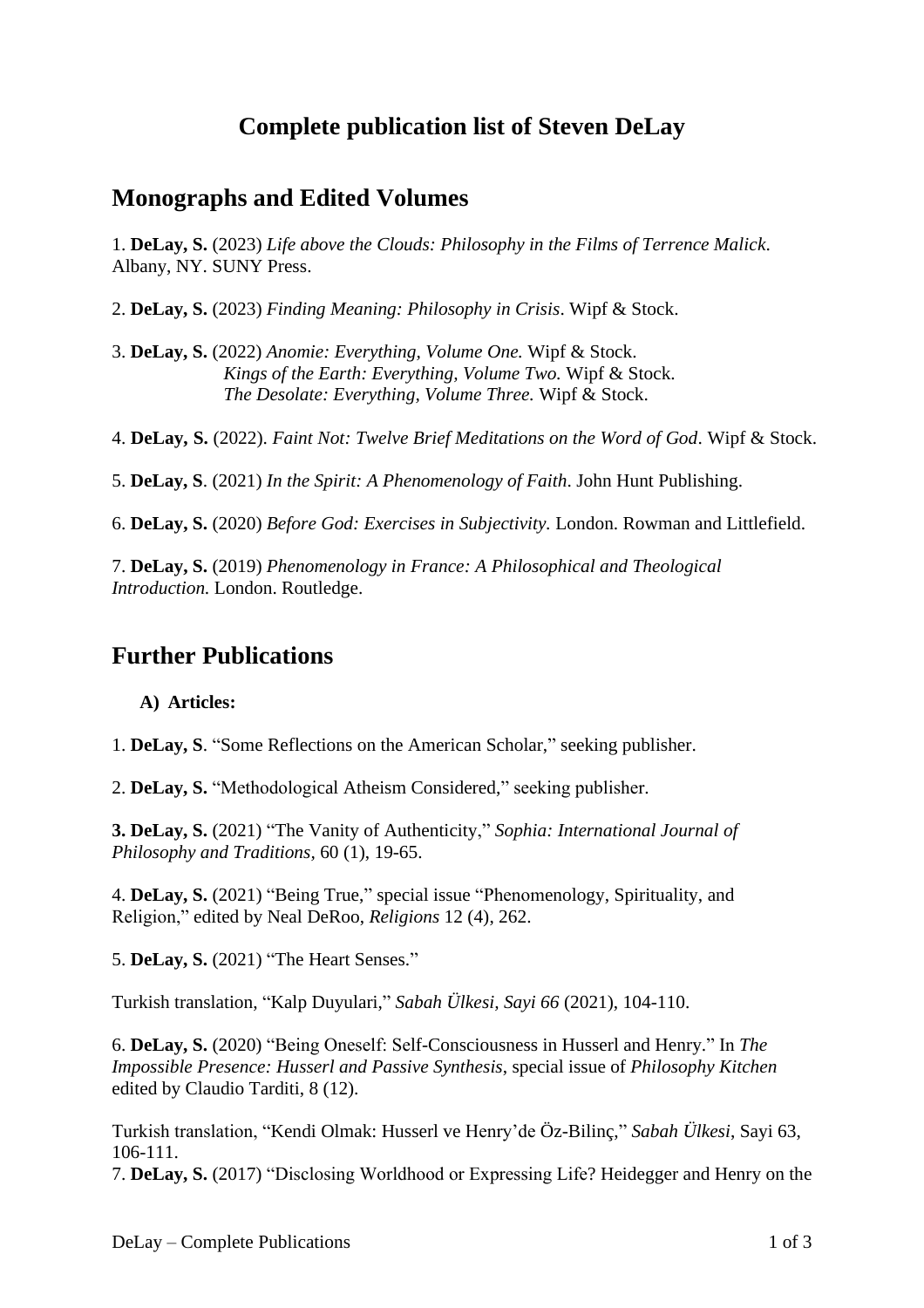# Complete publication list of Steven DeLay

## Monographs and Edited Volumes

1. **DeLay, S.** (2023) *Life above the Clouds: Philosophy in the Films of Terrence Malick*. Albany, NY. SUNY Press.

2. **DeLay, S.** (2023) *Finding Meaning: Philosophy in Crisis*. Wipf & Stock.

3. **DeLay, S.** (2022) *Anomie: Everything, Volume One.* Wipf & Stock.
*Kings of the Earth: Everything, Volume Two.* Wipf & Stock.
*The Desolate: Everything, Volume Three.* Wipf & Stock.

4. **DeLay, S.** (2022). *Faint Not: Twelve Brief Meditations on the Word of God*. Wipf & Stock.

5. **DeLay, S**. (2021) *In the Spirit: A Phenomenology of Faith*. John Hunt Publishing.

6. **DeLay, S.** (2020) *Before God: Exercises in Subjectivity.* London. Rowman and Littlefield.

7. **DeLay, S.** (2019) *Phenomenology in France: A Philosophical and Theological Introduction.* London. Routledge.

## Further Publications

### A) Articles:

1. **DeLay, S**. "Some Reflections on the American Scholar," seeking publisher.

2. **DeLay, S.** "Methodological Atheism Considered," seeking publisher.

**3. DeLay, S.** (2021) "The Vanity of Authenticity," *Sophia: International Journal of Philosophy and Traditions,* 60 (1), 19-65.

4. **DeLay, S.** (2021) "Being True," special issue "Phenomenology, Spirituality, and Religion," edited by Neal DeRoo, *Religions* 12 (4), 262.

5. **DeLay, S.** (2021) "The Heart Senses."

Turkish translation, "Kalp Duyulari," *Sabah Ülkesi, Sayi 66* (2021), 104-110.

6. **DeLay, S.** (2020) "Being Oneself: Self-Consciousness in Husserl and Henry." In *The Impossible Presence: Husserl and Passive Synthesis*, special issue of *Philosophy Kitchen* edited by Claudio Tarditi, 8 (12).

Turkish translation, "Kendi Olmak: Husserl ve Henry'de Öz-Bilinç," *Sabah Ülkesi*, Sayi 63, 106-111.

7. **DeLay, S.** (2017) "Disclosing Worldhood or Expressing Life? Heidegger and Henry on the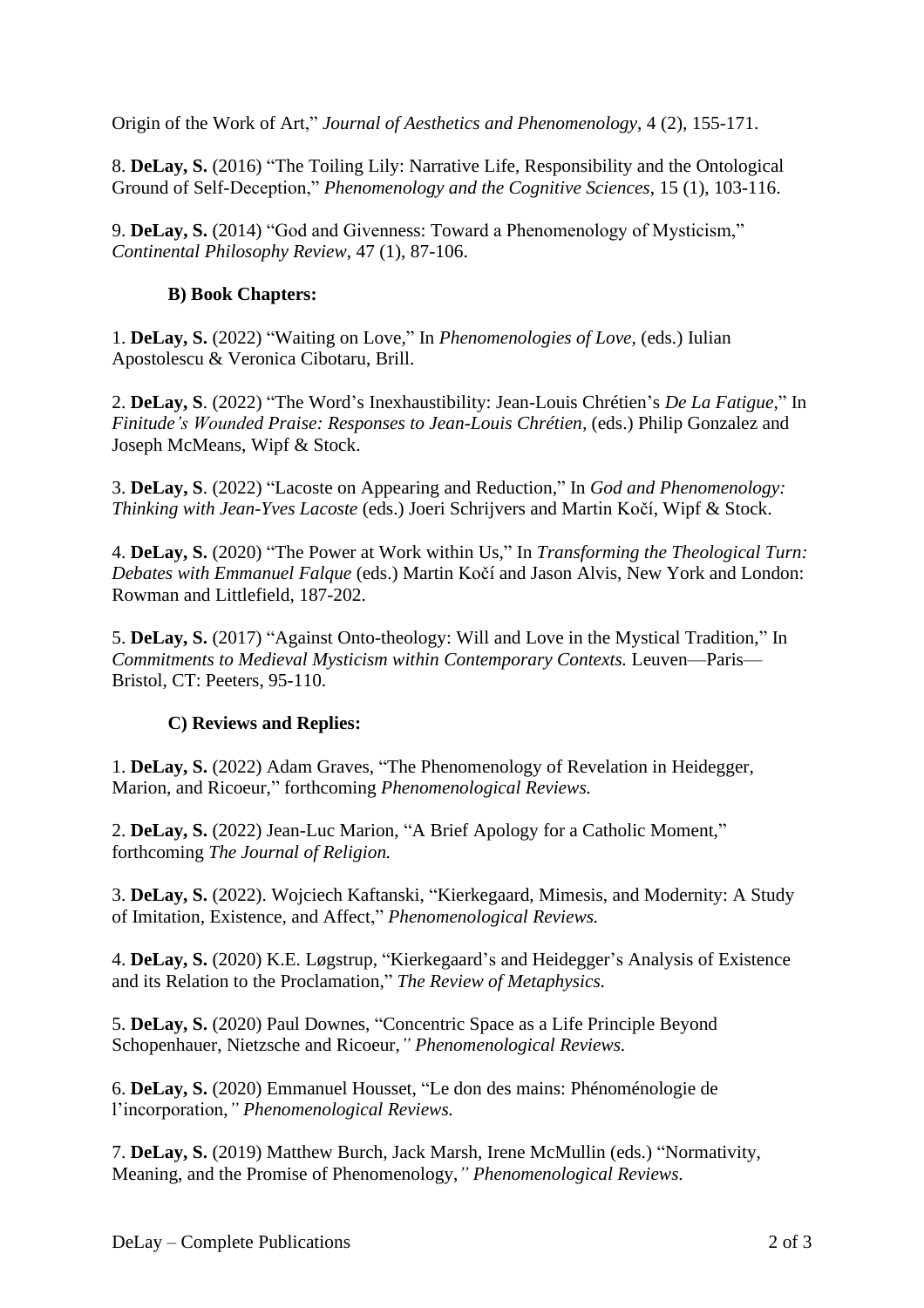Origin of the Work of Art," *Journal of Aesthetics and Phenomenology*, 4 (2), 155-171.

8. **DeLay, S.** (2016) "The Toiling Lily: Narrative Life, Responsibility and the Ontological Ground of Self-Deception," *Phenomenology and the Cognitive Sciences*, 15 (1), 103-116.

9. **DeLay, S.** (2014) "God and Givenness: Toward a Phenomenology of Mysticism," *Continental Philosophy Review*, 47 (1), 87-106.

**B) Book Chapters:**

1. **DeLay, S.** (2022) "Waiting on Love," In *Phenomenologies of Love,* (eds.) Iulian Apostolescu & Veronica Cibotaru, Brill.

2. **DeLay, S**. (2022) "The Word's Inexhaustibility: Jean-Louis Chrétien's *De La Fatigue*," In *Finitude's Wounded Praise: Responses to Jean-Louis Chrétien*, (eds.) Philip Gonzalez and Joseph McMeans, Wipf & Stock.

3. **DeLay, S**. (2022) "Lacoste on Appearing and Reduction," In *God and Phenomenology: Thinking with Jean-Yves Lacoste* (eds.) Joeri Schrijvers and Martin Kočí, Wipf & Stock.

4. **DeLay, S.** (2020) "The Power at Work within Us," In *Transforming the Theological Turn: Debates with Emmanuel Falque* (eds.) Martin Kočí and Jason Alvis, New York and London: Rowman and Littlefield, 187-202.

5. **DeLay, S.** (2017) "Against Onto-theology: Will and Love in the Mystical Tradition," In *Commitments to Medieval Mysticism within Contemporary Contexts.* Leuven—Paris—Bristol, CT: Peeters, 95-110.

**C) Reviews and Replies:**

1. **DeLay, S.** (2022) Adam Graves, "The Phenomenology of Revelation in Heidegger, Marion, and Ricoeur," forthcoming *Phenomenological Reviews.*

2. **DeLay, S.** (2022) Jean-Luc Marion, "A Brief Apology for a Catholic Moment," forthcoming *The Journal of Religion.*

3. **DeLay, S.** (2022). Wojciech Kaftanski, "Kierkegaard, Mimesis, and Modernity: A Study of Imitation, Existence, and Affect," *Phenomenological Reviews.*

4. **DeLay, S.** (2020) K.E. Løgstrup, "Kierkegaard's and Heidegger's Analysis of Existence and its Relation to the Proclamation," *The Review of Metaphysics.*

5. **DeLay, S.** (2020) Paul Downes, "Concentric Space as a Life Principle Beyond Schopenhauer, Nietzsche and Ricoeur," *Phenomenological Reviews.*

6. **DeLay, S.** (2020) Emmanuel Housset, "Le don des mains: Phénoménologie de l'incorporation," *Phenomenological Reviews.*

7. **DeLay, S.** (2019) Matthew Burch, Jack Marsh, Irene McMullin (eds.) "Normativity, Meaning, and the Promise of Phenomenology," *Phenomenological Reviews.*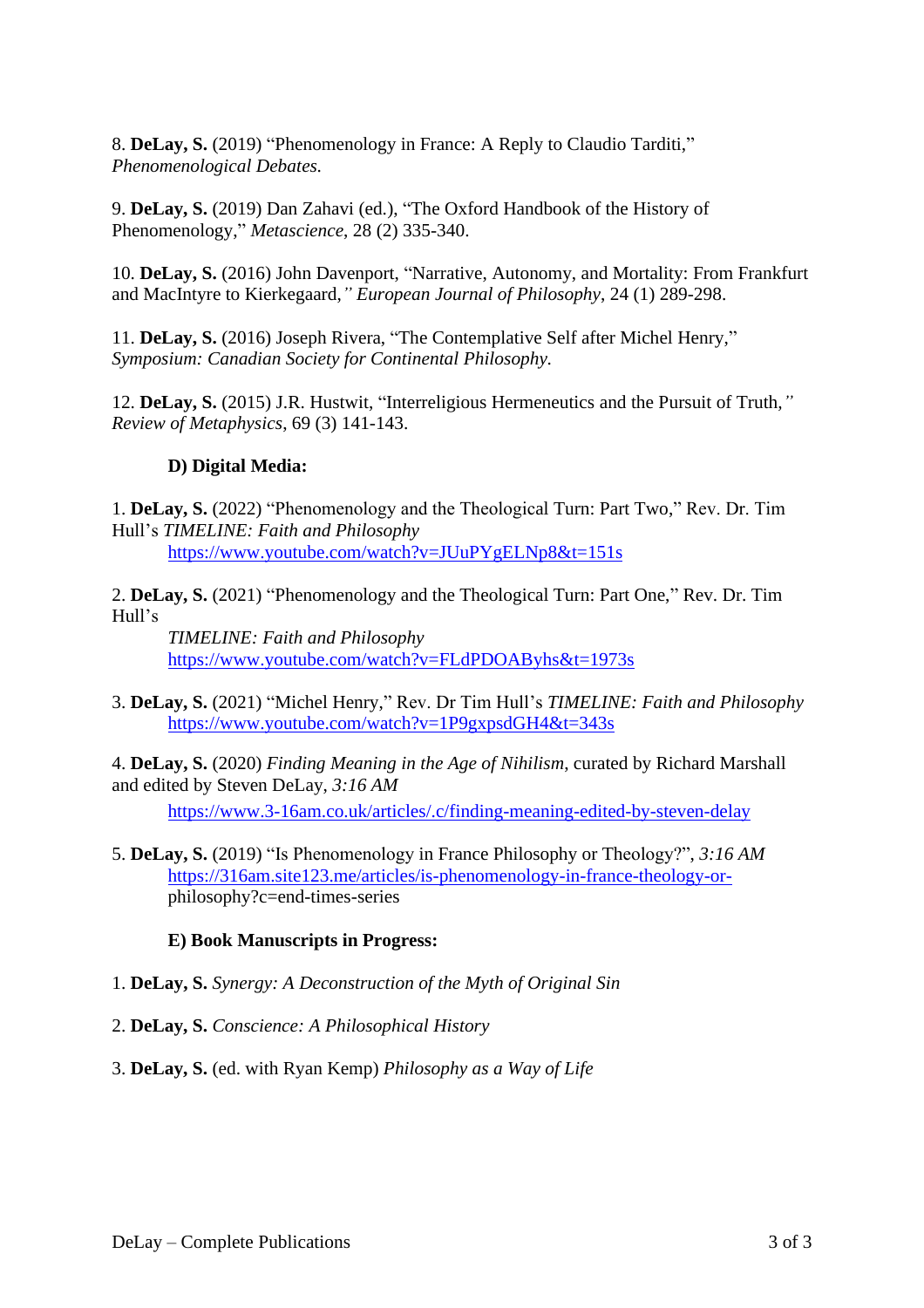8. **DeLay, S.** (2019) "Phenomenology in France: A Reply to Claudio Tarditi," *Phenomenological Debates.*

9. **DeLay, S.** (2019) Dan Zahavi (ed.), "The Oxford Handbook of the History of Phenomenology," *Metascience*, 28 (2) 335-340.

10. **DeLay, S.** (2016) John Davenport, "Narrative, Autonomy, and Mortality: From Frankfurt and MacIntyre to Kierkegaard,*" European Journal of Philosophy*, 24 (1) 289-298.

11. **DeLay, S.** (2016) Joseph Rivera, "The Contemplative Self after Michel Henry," *Symposium: Canadian Society for Continental Philosophy.*

12. **DeLay, S.** (2015) J.R. Hustwit, "Interreligious Hermeneutics and the Pursuit of Truth,*" Review of Metaphysics*, 69 (3) 141-143.

**D) Digital Media:**

1. **DeLay, S.** (2022) "Phenomenology and the Theological Turn: Part Two," Rev. Dr. Tim Hull's *TIMELINE: Faith and Philosophy*
https://www.youtube.com/watch?v=JUuPYgELNp8&t=151s

2. **DeLay, S.** (2021) "Phenomenology and the Theological Turn: Part One," Rev. Dr. Tim Hull's
*TIMELINE: Faith and Philosophy*
https://www.youtube.com/watch?v=FLdPDOAByhs&t=1973s

3. **DeLay, S.** (2021) "Michel Henry," Rev. Dr Tim Hull's *TIMELINE: Faith and Philosophy*
https://www.youtube.com/watch?v=1P9gxpsdGH4&t=343s

4. **DeLay, S.** (2020) *Finding Meaning in the Age of Nihilism*, curated by Richard Marshall and edited by Steven DeLay, *3:16 AM*
https://www.3-16am.co.uk/articles/.c/finding-meaning-edited-by-steven-delay

5. **DeLay, S.** (2019) "Is Phenomenology in France Philosophy or Theology?", *3:16 AM*
https://316am.site123.me/articles/is-phenomenology-in-france-theology-or-philosophy?c=end-times-series

**E) Book Manuscripts in Progress:**

1. **DeLay, S.** *Synergy: A Deconstruction of the Myth of Original Sin*

2. **DeLay, S.** *Conscience: A Philosophical History*

3. **DeLay, S.** (ed. with Ryan Kemp) *Philosophy as a Way of Life*